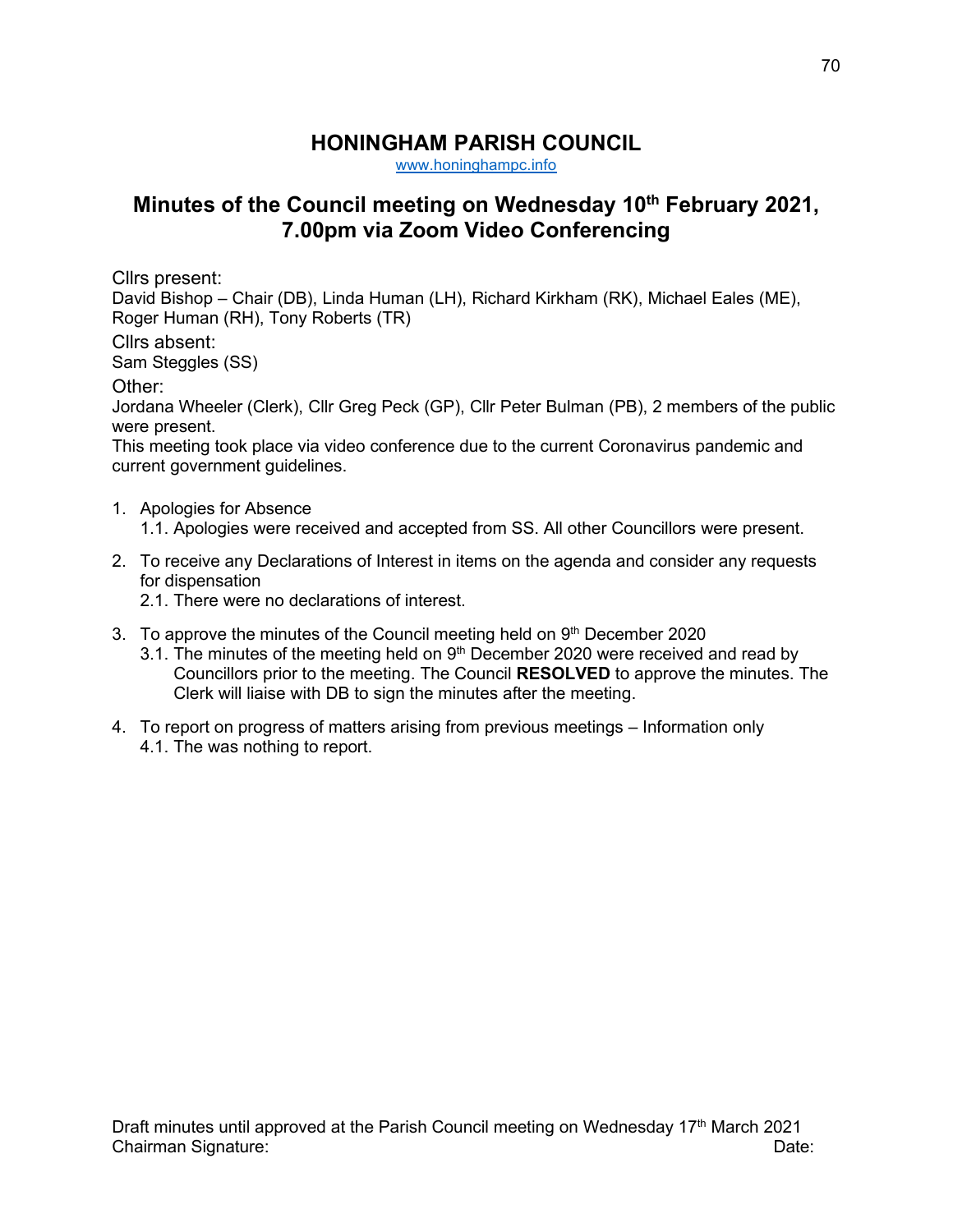# HONINGHAM PARISH COUNCIL

www.honinghampc.info

## Minutes of the Council meeting on Wednesday 10th February 2021, 7.00pm via Zoom Video Conferencing

Cllrs present:
David Bishop – Chair (DB), Linda Human (LH), Richard Kirkham (RK), Michael Eales (ME), Roger Human (RH), Tony Roberts (TR)

Cllrs absent:
Sam Steggles (SS)

Other:
Jordana Wheeler (Clerk), Cllr Greg Peck (GP), Cllr Peter Bulman (PB), 2 members of the public were present.
This meeting took place via video conference due to the current Coronavirus pandemic and current government guidelines.

1. Apologies for Absence
   1.1. Apologies were received and accepted from SS. All other Councillors were present.
2. To receive any Declarations of Interest in items on the agenda and consider any requests for dispensation
   2.1. There were no declarations of interest.
3. To approve the minutes of the Council meeting held on 9th December 2020
   3.1. The minutes of the meeting held on 9th December 2020 were received and read by Councillors prior to the meeting. The Council **RESOLVED** to approve the minutes. The Clerk will liaise with DB to sign the minutes after the meeting.
4. To report on progress of matters arising from previous meetings – Information only
   4.1. The was nothing to report.

Draft minutes until approved at the Parish Council meeting on Wednesday 17th March 2021
Chairman Signature: Date: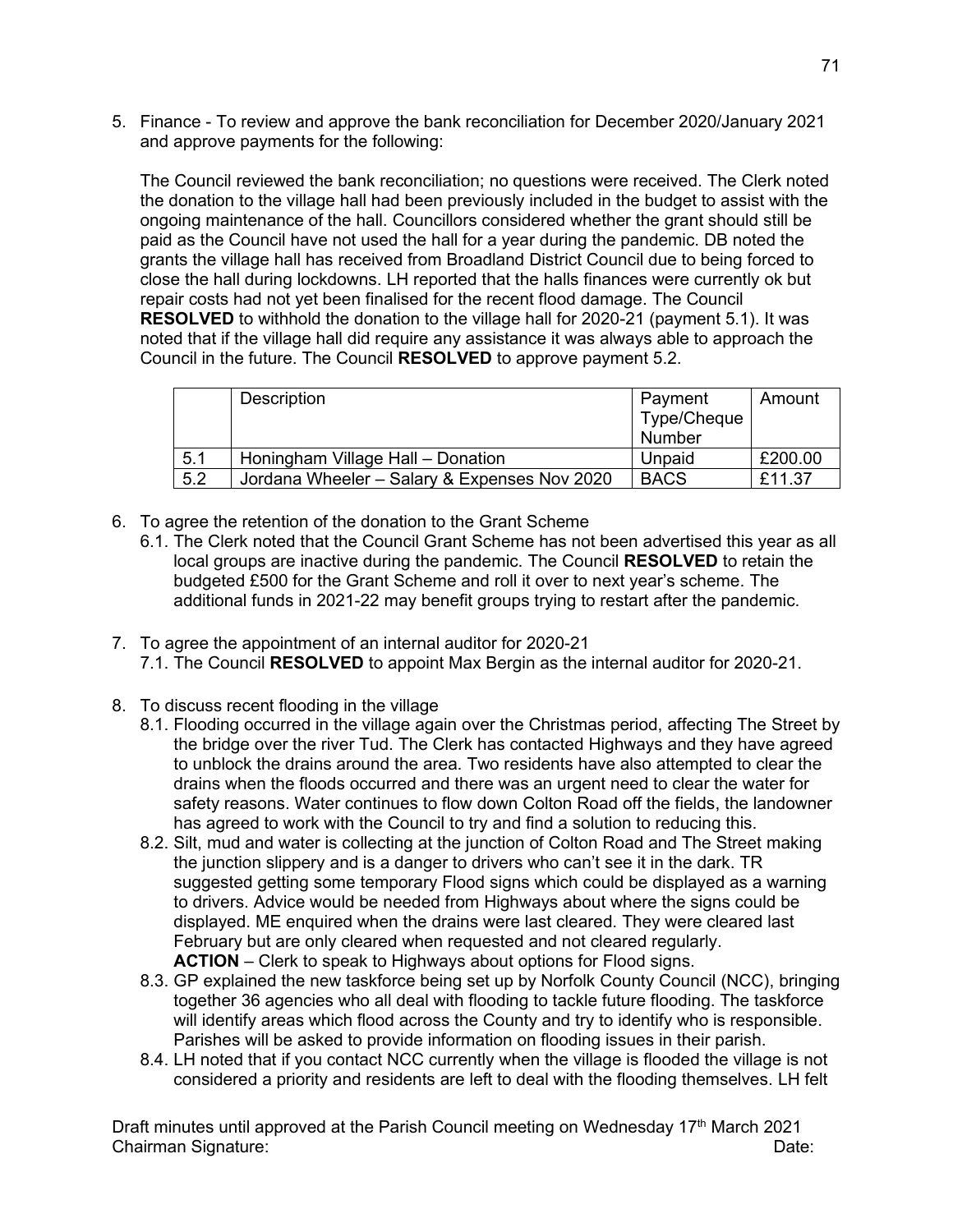5. Finance - To review and approve the bank reconciliation for December 2020/January 2021 and approve payments for the following:

   The Council reviewed the bank reconciliation; no questions were received. The Clerk noted the donation to the village hall had been previously included in the budget to assist with the ongoing maintenance of the hall. Councillors considered whether the grant should still be paid as the Council have not used the hall for a year during the pandemic. DB noted the grants the village hall has received from Broadland District Council due to being forced to close the hall during lockdowns. LH reported that the halls finances were currently ok but repair costs had not yet been finalised for the recent flood damage. The Council **RESOLVED** to withhold the donation to the village hall for 2020-21 (payment 5.1). It was noted that if the village hall did require any assistance it was always able to approach the Council in the future. The Council **RESOLVED** to approve payment 5.2.

| | Description | Payment Type/Cheque Number | Amount |
|---|---|---|---|
| 5.1 | Honingham Village Hall – Donation | Unpaid | £200.00 |
| 5.2 | Jordana Wheeler – Salary & Expenses Nov 2020 | BACS | £11.37 |

6. To agree the retention of the donation to the Grant Scheme
   6.1. The Clerk noted that the Council Grant Scheme has not been advertised this year as all local groups are inactive during the pandemic. The Council **RESOLVED** to retain the budgeted £500 for the Grant Scheme and roll it over to next year's scheme. The additional funds in 2021-22 may benefit groups trying to restart after the pandemic.

7. To agree the appointment of an internal auditor for 2020-21
   7.1. The Council **RESOLVED** to appoint Max Bergin as the internal auditor for 2020-21.

8. To discuss recent flooding in the village
   8.1. Flooding occurred in the village again over the Christmas period, affecting The Street by the bridge over the river Tud. The Clerk has contacted Highways and they have agreed to unblock the drains around the area. Two residents have also attempted to clear the drains when the floods occurred and there was an urgent need to clear the water for safety reasons. Water continues to flow down Colton Road off the fields, the landowner has agreed to work with the Council to try and find a solution to reducing this.
   8.2. Silt, mud and water is collecting at the junction of Colton Road and The Street making the junction slippery and is a danger to drivers who can't see it in the dark. TR suggested getting some temporary Flood signs which could be displayed as a warning to drivers. Advice would be needed from Highways about where the signs could be displayed. ME enquired when the drains were last cleared. They were cleared last February but are only cleared when requested and not cleared regularly.
   **ACTION** – Clerk to speak to Highways about options for Flood signs.
   8.3. GP explained the new taskforce being set up by Norfolk County Council (NCC), bringing together 36 agencies who all deal with flooding to tackle future flooding. The taskforce will identify areas which flood across the County and try to identify who is responsible. Parishes will be asked to provide information on flooding issues in their parish.
   8.4. LH noted that if you contact NCC currently when the village is flooded the village is not considered a priority and residents are left to deal with the flooding themselves. LH felt

Draft minutes until approved at the Parish Council meeting on Wednesday 17th March 2021
Chairman Signature: Date: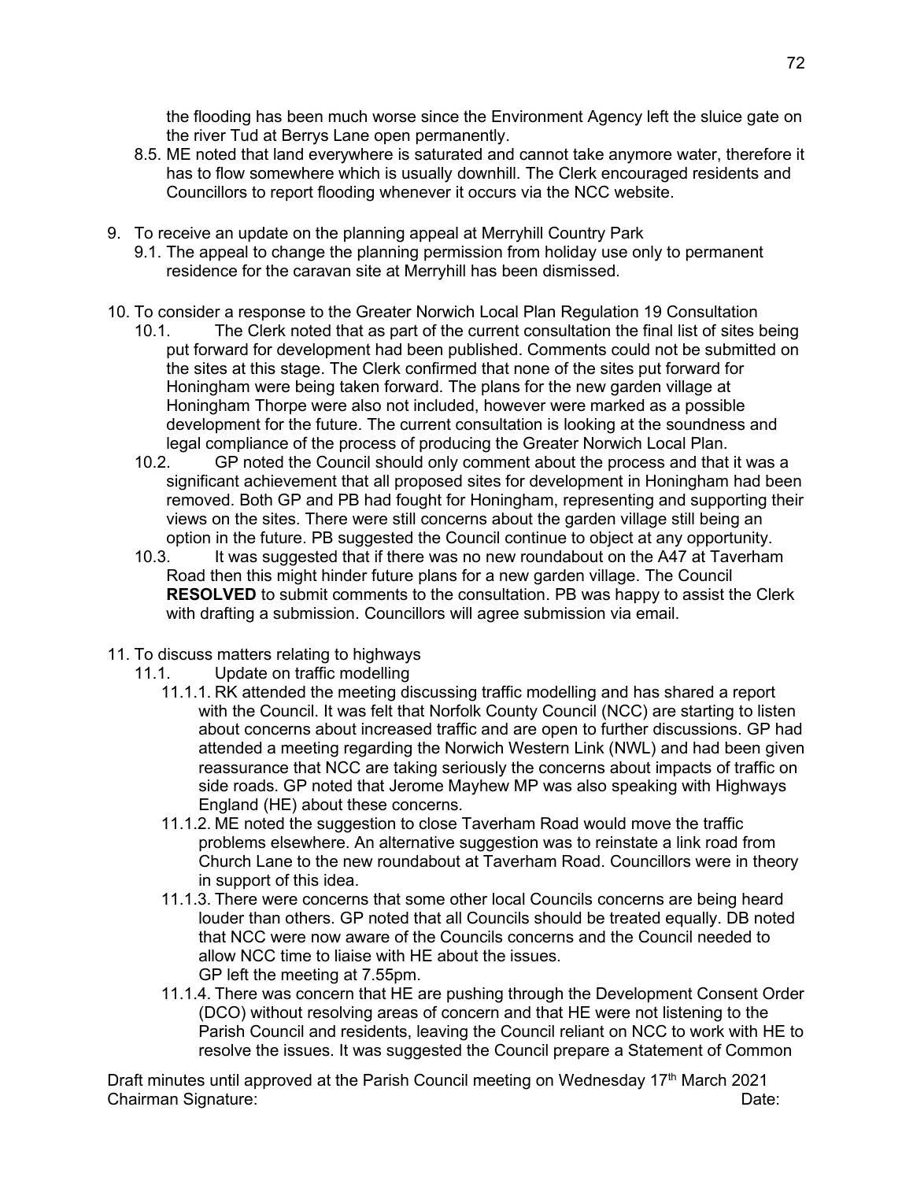the flooding has been much worse since the Environment Agency left the sluice gate on the river Tud at Berrys Lane open permanently.

8.5. ME noted that land everywhere is saturated and cannot take anymore water, therefore it has to flow somewhere which is usually downhill. The Clerk encouraged residents and Councillors to report flooding whenever it occurs via the NCC website.

9. To receive an update on the planning appeal at Merryhill Country Park
   9.1. The appeal to change the planning permission from holiday use only to permanent residence for the caravan site at Merryhill has been dismissed.

10. To consider a response to the Greater Norwich Local Plan Regulation 19 Consultation
    10.1. The Clerk noted that as part of the current consultation the final list of sites being put forward for development had been published. Comments could not be submitted on the sites at this stage. The Clerk confirmed that none of the sites put forward for Honingham were being taken forward. The plans for the new garden village at Honingham Thorpe were also not included, however were marked as a possible development for the future. The current consultation is looking at the soundness and legal compliance of the process of producing the Greater Norwich Local Plan.
    10.2. GP noted the Council should only comment about the process and that it was a significant achievement that all proposed sites for development in Honingham had been removed. Both GP and PB had fought for Honingham, representing and supporting their views on the sites. There were still concerns about the garden village still being an option in the future. PB suggested the Council continue to object at any opportunity.
    10.3. It was suggested that if there was no new roundabout on the A47 at Taverham Road then this might hinder future plans for a new garden village. The Council **RESOLVED** to submit comments to the consultation. PB was happy to assist the Clerk with drafting a submission. Councillors will agree submission via email.

11. To discuss matters relating to highways
    11.1. Update on traffic modelling
       11.1.1. RK attended the meeting discussing traffic modelling and has shared a report with the Council. It was felt that Norfolk County Council (NCC) are starting to listen about concerns about increased traffic and are open to further discussions. GP had attended a meeting regarding the Norwich Western Link (NWL) and had been given reassurance that NCC are taking seriously the concerns about impacts of traffic on side roads. GP noted that Jerome Mayhew MP was also speaking with Highways England (HE) about these concerns.
       11.1.2. ME noted the suggestion to close Taverham Road would move the traffic problems elsewhere. An alternative suggestion was to reinstate a link road from Church Lane to the new roundabout at Taverham Road. Councillors were in theory in support of this idea.
       11.1.3. There were concerns that some other local Councils concerns are being heard louder than others. GP noted that all Councils should be treated equally. DB noted that NCC were now aware of the Councils concerns and the Council needed to allow NCC time to liaise with HE about the issues.
       GP left the meeting at 7.55pm.
       11.1.4. There was concern that HE are pushing through the Development Consent Order (DCO) without resolving areas of concern and that HE were not listening to the Parish Council and residents, leaving the Council reliant on NCC to work with HE to resolve the issues. It was suggested the Council prepare a Statement of Common

Draft minutes until approved at the Parish Council meeting on Wednesday 17th March 2021
Chairman Signature: Date: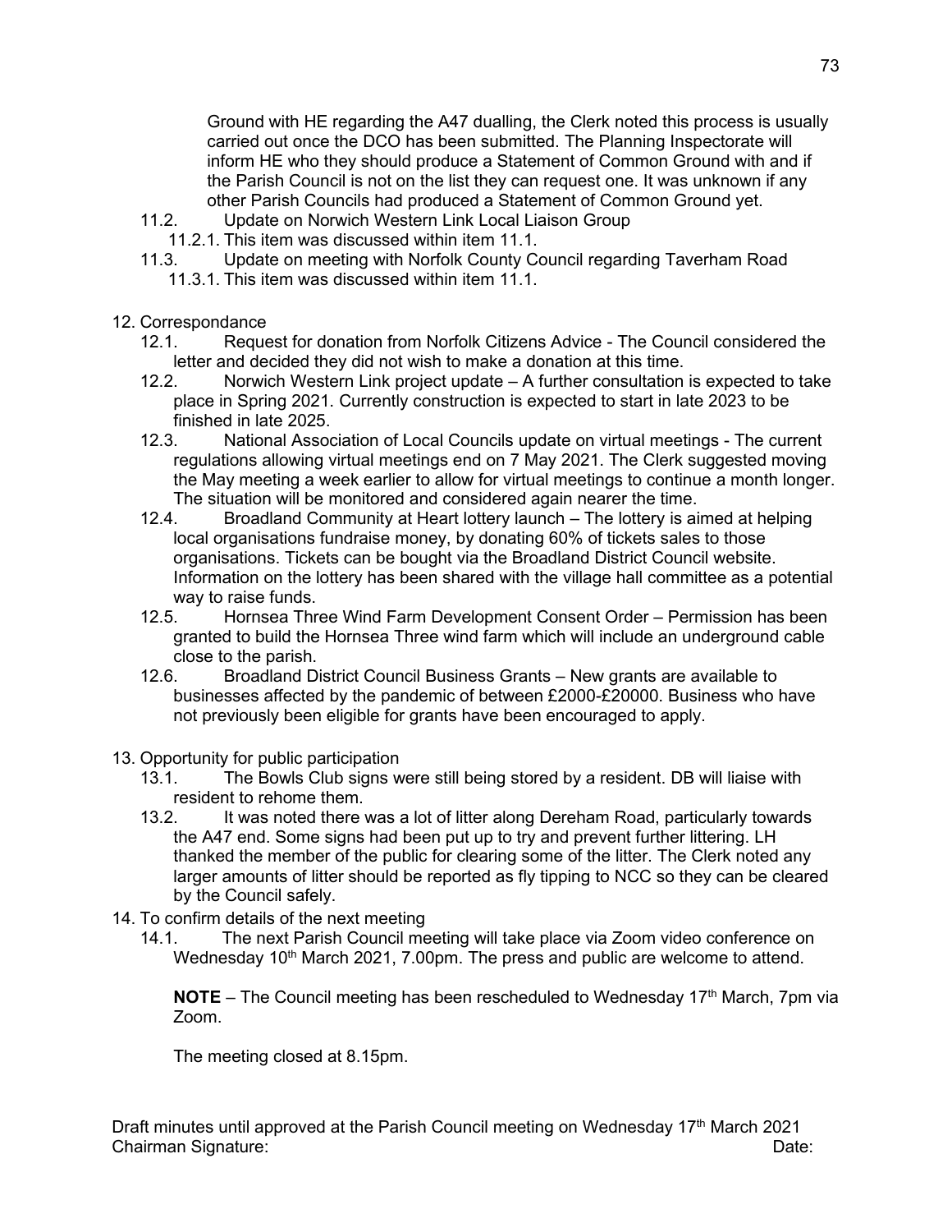Ground with HE regarding the A47 dualling, the Clerk noted this process is usually carried out once the DCO has been submitted. The Planning Inspectorate will inform HE who they should produce a Statement of Common Ground with and if the Parish Council is not on the list they can request one. It was unknown if any other Parish Councils had produced a Statement of Common Ground yet.

- 11.2. Update on Norwich Western Link Local Liaison Group
  - 11.2.1. This item was discussed within item 11.1.
- 11.3. Update on meeting with Norfolk County Council regarding Taverham Road
  - 11.3.1. This item was discussed within item 11.1.

12. Correspondance
    - 12.1. Request for donation from Norfolk Citizens Advice - The Council considered the letter and decided they did not wish to make a donation at this time.
    - 12.2. Norwich Western Link project update – A further consultation is expected to take place in Spring 2021. Currently construction is expected to start in late 2023 to be finished in late 2025.
    - 12.3. National Association of Local Councils update on virtual meetings - The current regulations allowing virtual meetings end on 7 May 2021. The Clerk suggested moving the May meeting a week earlier to allow for virtual meetings to continue a month longer. The situation will be monitored and considered again nearer the time.
    - 12.4. Broadland Community at Heart lottery launch – The lottery is aimed at helping local organisations fundraise money, by donating 60% of tickets sales to those organisations. Tickets can be bought via the Broadland District Council website. Information on the lottery has been shared with the village hall committee as a potential way to raise funds.
    - 12.5. Hornsea Three Wind Farm Development Consent Order – Permission has been granted to build the Hornsea Three wind farm which will include an underground cable close to the parish.
    - 12.6. Broadland District Council Business Grants – New grants are available to businesses affected by the pandemic of between £2000-£20000. Business who have not previously been eligible for grants have been encouraged to apply.

13. Opportunity for public participation
    - 13.1. The Bowls Club signs were still being stored by a resident. DB will liaise with resident to rehome them.
    - 13.2. It was noted there was a lot of litter along Dereham Road, particularly towards the A47 end. Some signs had been put up to try and prevent further littering. LH thanked the member of the public for clearing some of the litter. The Clerk noted any larger amounts of litter should be reported as fly tipping to NCC so they can be cleared by the Council safely.

14. To confirm details of the next meeting
    - 14.1. The next Parish Council meeting will take place via Zoom video conference on Wednesday 10th March 2021, 7.00pm. The press and public are welcome to attend.

**NOTE** – The Council meeting has been rescheduled to Wednesday 17th March, 7pm via Zoom.

The meeting closed at 8.15pm.

Draft minutes until approved at the Parish Council meeting on Wednesday 17th March 2021

Chairman Signature: Date: